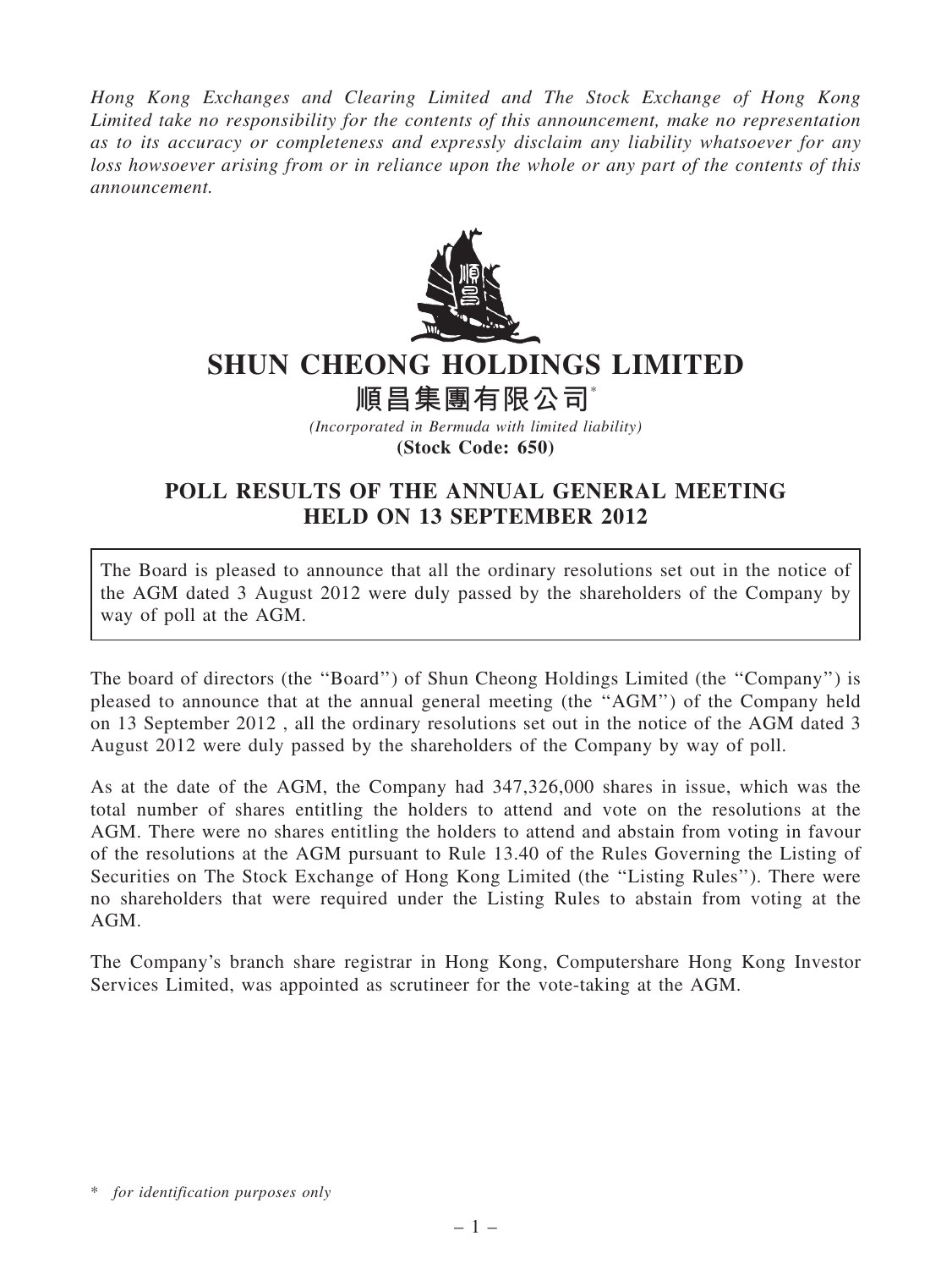*Hong Kong Exchanges and Clearing Limited and The Stock Exchange of Hong Kong Limited take no responsibility for the contents of this announcement, make no representation as to its accuracy or completeness and expressly disclaim any liability whatsoever for any loss howsoever arising from or in reliance upon the whole or any part of the contents of this announcement.*

# SHUN CHEONG HOLDINGS LIMITED

# 順昌集團有限公司*

*(Incorporated in Bermuda with limited liability)*

**(Stock Code: 650)**

## POLL RESULTS OF THE ANNUAL GENERAL MEETING HELD ON 13 SEPTEMBER 2012

The Board is pleased to announce that all the ordinary resolutions set out in the notice of the AGM dated 3 August 2012 were duly passed by the shareholders of the Company by way of poll at the AGM.

The board of directors (the "Board") of Shun Cheong Holdings Limited (the "Company") is pleased to announce that at the annual general meeting (the "AGM") of the Company held on 13 September 2012 , all the ordinary resolutions set out in the notice of the AGM dated 3 August 2012 were duly passed by the shareholders of the Company by way of poll.

As at the date of the AGM, the Company had 347,326,000 shares in issue, which was the total number of shares entitling the holders to attend and vote on the resolutions at the AGM. There were no shares entitling the holders to attend and abstain from voting in favour of the resolutions at the AGM pursuant to Rule 13.40 of the Rules Governing the Listing of Securities on The Stock Exchange of Hong Kong Limited (the "Listing Rules"). There were no shareholders that were required under the Listing Rules to abstain from voting at the AGM.

The Company's branch share registrar in Hong Kong, Computershare Hong Kong Investor Services Limited, was appointed as scrutineer for the vote-taking at the AGM.

\* *for identification purposes only*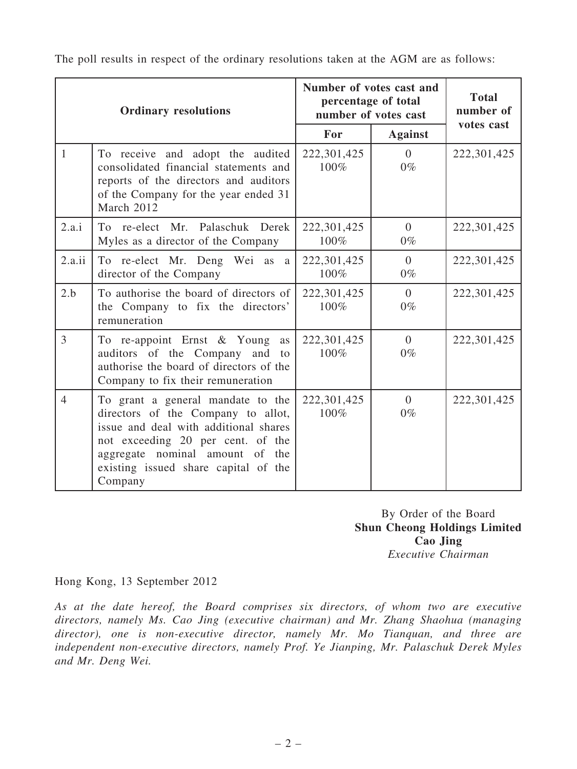The poll results in respect of the ordinary resolutions taken at the AGM are as follows:

| Ordinary resolutions | | Number of votes cast and percentage of total number of votes cast | | Total number of votes cast |
|---|---|---|---|---|
| | | For | Against | |
| 1 | To receive and adopt the audited consolidated financial statements and reports of the directors and auditors of the Company for the year ended 31 March 2012 | 222,301,425<br>100% | 0<br>0% | 222,301,425 |
| 2.a.i | To re-elect Mr. Palaschuk Derek Myles as a director of the Company | 222,301,425<br>100% | 0<br>0% | 222,301,425 |
| 2.a.ii | To re-elect Mr. Deng Wei as a director of the Company | 222,301,425<br>100% | 0<br>0% | 222,301,425 |
| 2.b | To authorise the board of directors of the Company to fix the directors' remuneration | 222,301,425<br>100% | 0<br>0% | 222,301,425 |
| 3 | To re-appoint Ernst & Young as auditors of the Company and to authorise the board of directors of the Company to fix their remuneration | 222,301,425<br>100% | 0<br>0% | 222,301,425 |
| 4 | To grant a general mandate to the directors of the Company to allot, issue and deal with additional shares not exceeding 20 per cent. of the aggregate nominal amount of the existing issued share capital of the Company | 222,301,425<br>100% | 0<br>0% | 222,301,425 |

By Order of the Board
**Shun Cheong Holdings Limited**
**Cao Jing**
*Executive Chairman*

Hong Kong, 13 September 2012

*As at the date hereof, the Board comprises six directors, of whom two are executive directors, namely Ms. Cao Jing (executive chairman) and Mr. Zhang Shaohua (managing director), one is non-executive director, namely Mr. Mo Tianquan, and three are independent non-executive directors, namely Prof. Ye Jianping, Mr. Palaschuk Derek Myles and Mr. Deng Wei.*